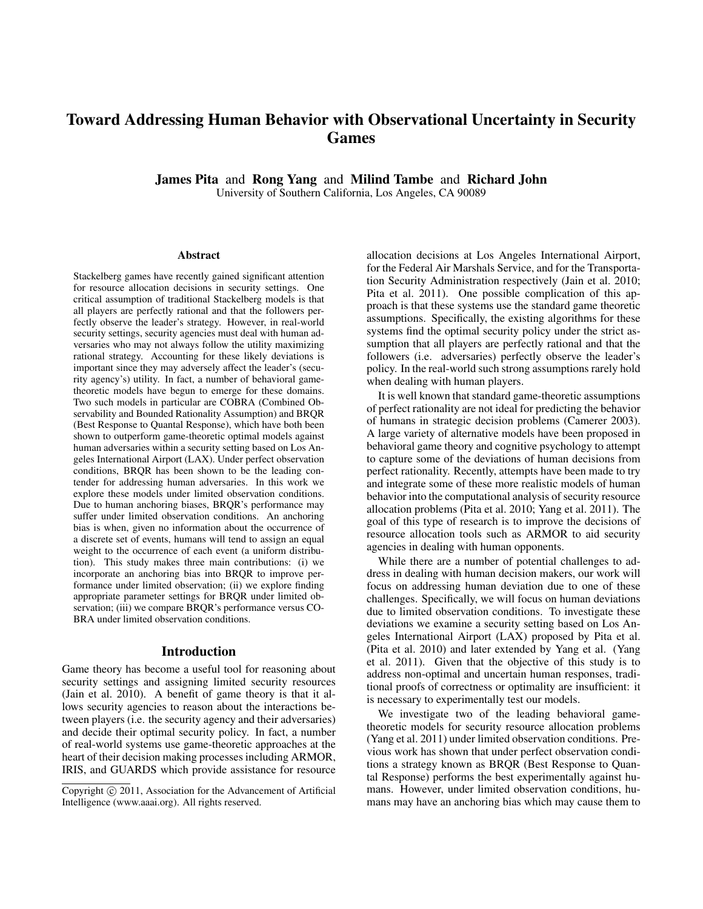# Toward Addressing Human Behavior with Observational Uncertainty in Security Games

**James Pita** and **Rong Yang** and **Milind Tambe** and **Richard John**
University of Southern California, Los Angeles, CA 90089

## Abstract

Stackelberg games have recently gained significant attention for resource allocation decisions in security settings. One critical assumption of traditional Stackelberg models is that all players are perfectly rational and that the followers perfectly observe the leader's strategy. However, in real-world security settings, security agencies must deal with human adversaries who may not always follow the utility maximizing rational strategy. Accounting for these likely deviations is important since they may adversely affect the leader's (security agency's) utility. In fact, a number of behavioral game-theoretic models have begun to emerge for these domains. Two such models in particular are COBRA (Combined Observability and Bounded Rationality Assumption) and BRQR (Best Response to Quantal Response), which have both been shown to outperform game-theoretic optimal models against human adversaries within a security setting based on Los Angeles International Airport (LAX). Under perfect observation conditions, BRQR has been shown to be the leading contender for addressing human adversaries. In this work we explore these models under limited observation conditions. Due to human anchoring biases, BRQR's performance may suffer under limited observation conditions. An anchoring bias is when, given no information about the occurrence of a discrete set of events, humans will tend to assign an equal weight to the occurrence of each event (a uniform distribution). This study makes three main contributions: (i) we incorporate an anchoring bias into BRQR to improve performance under limited observation; (ii) we explore finding appropriate parameter settings for BRQR under limited observation; (iii) we compare BRQR's performance versus COBRA under limited observation conditions.

## Introduction

Game theory has become a useful tool for reasoning about security settings and assigning limited security resources (Jain et al. 2010). A benefit of game theory is that it allows security agencies to reason about the interactions between players (i.e. the security agency and their adversaries) and decide their optimal security policy. In fact, a number of real-world systems use game-theoretic approaches at the heart of their decision making processes including ARMOR, IRIS, and GUARDS which provide assistance for resource allocation decisions at Los Angeles International Airport, for the Federal Air Marshals Service, and for the Transportation Security Administration respectively (Jain et al. 2010; Pita et al. 2011). One possible complication of this approach is that these systems use the standard game theoretic assumptions. Specifically, the existing algorithms for these systems find the optimal security policy under the strict assumption that all players are perfectly rational and that the followers (i.e. adversaries) perfectly observe the leader's policy. In the real-world such strong assumptions rarely hold when dealing with human players.

It is well known that standard game-theoretic assumptions of perfect rationality are not ideal for predicting the behavior of humans in strategic decision problems (Camerer 2003). A large variety of alternative models have been proposed in behavioral game theory and cognitive psychology to attempt to capture some of the deviations of human decisions from perfect rationality. Recently, attempts have been made to try and integrate some of these more realistic models of human behavior into the computational analysis of security resource allocation problems (Pita et al. 2010; Yang et al. 2011). The goal of this type of research is to improve the decisions of resource allocation tools such as ARMOR to aid security agencies in dealing with human opponents.

While there are a number of potential challenges to address in dealing with human decision makers, our work will focus on addressing human deviation due to one of these challenges. Specifically, we will focus on human deviations due to limited observation conditions. To investigate these deviations we examine a security setting based on Los Angeles International Airport (LAX) proposed by Pita et al. (Pita et al. 2010) and later extended by Yang et al. (Yang et al. 2011). Given that the objective of this study is to address non-optimal and uncertain human responses, traditional proofs of correctness or optimality are insufficient: it is necessary to experimentally test our models.

We investigate two of the leading behavioral game-theoretic models for security resource allocation problems (Yang et al. 2011) under limited observation conditions. Previous work has shown that under perfect observation conditions a strategy known as BRQR (Best Response to Quantal Response) performs the best experimentally against humans. However, under limited observation conditions, humans may have an anchoring bias which may cause them to

Copyright © 2011, Association for the Advancement of Artificial Intelligence (www.aaai.org). All rights reserved.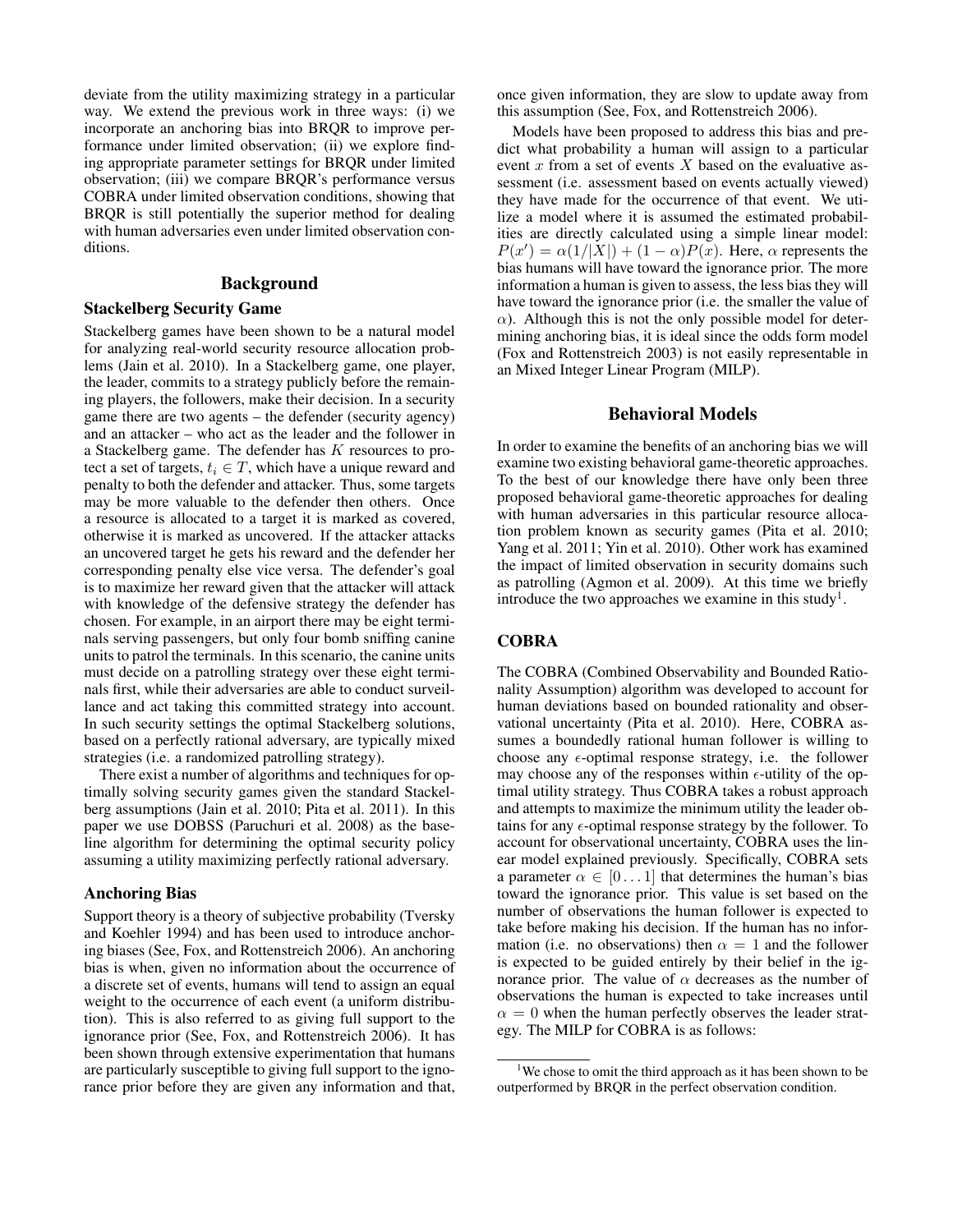deviate from the utility maximizing strategy in a particular way. We extend the previous work in three ways: (i) we incorporate an anchoring bias into BRQR to improve performance under limited observation; (ii) we explore finding appropriate parameter settings for BRQR under limited observation; (iii) we compare BRQR's performance versus COBRA under limited observation conditions, showing that BRQR is still potentially the superior method for dealing with human adversaries even under limited observation conditions.

## Background

### Stackelberg Security Game

Stackelberg games have been shown to be a natural model for analyzing real-world security resource allocation problems (Jain et al. 2010). In a Stackelberg game, one player, the leader, commits to a strategy publicly before the remaining players, the followers, make their decision. In a security game there are two agents – the defender (security agency) and an attacker – who act as the leader and the follower in a Stackelberg game. The defender has $K$ resources to protect a set of targets, $t_i \in T$, which have a unique reward and penalty to both the defender and attacker. Thus, some targets may be more valuable to the defender then others. Once a resource is allocated to a target it is marked as covered, otherwise it is marked as uncovered. If the attacker attacks an uncovered target he gets his reward and the defender her corresponding penalty else vice versa. The defender's goal is to maximize her reward given that the attacker will attack with knowledge of the defensive strategy the defender has chosen. For example, in an airport there may be eight terminals serving passengers, but only four bomb sniffing canine units to patrol the terminals. In this scenario, the canine units must decide on a patrolling strategy over these eight terminals first, while their adversaries are able to conduct surveillance and act taking this committed strategy into account. In such security settings the optimal Stackelberg solutions, based on a perfectly rational adversary, are typically mixed strategies (i.e. a randomized patrolling strategy).

There exist a number of algorithms and techniques for optimally solving security games given the standard Stackelberg assumptions (Jain et al. 2010; Pita et al. 2011). In this paper we use DOBSS (Paruchuri et al. 2008) as the baseline algorithm for determining the optimal security policy assuming a utility maximizing perfectly rational adversary.

### Anchoring Bias

Support theory is a theory of subjective probability (Tversky and Koehler 1994) and has been used to introduce anchoring biases (See, Fox, and Rottenstreich 2006). An anchoring bias is when, given no information about the occurrence of a discrete set of events, humans will tend to assign an equal weight to the occurrence of each event (a uniform distribution). This is also referred to as giving full support to the ignorance prior (See, Fox, and Rottenstreich 2006). It has been shown through extensive experimentation that humans are particularly susceptible to giving full support to the ignorance prior before they are given any information and that, once given information, they are slow to update away from this assumption (See, Fox, and Rottenstreich 2006).

Models have been proposed to address this bias and predict what probability a human will assign to a particular event $x$ from a set of events $X$ based on the evaluative assessment (i.e. assessment based on events actually viewed) they have made for the occurrence of that event. We utilize a model where it is assumed the estimated probabilities are directly calculated using a simple linear model: $P(x') = \alpha(1/|X|) + (1 - \alpha)P(x)$. Here, $\alpha$ represents the bias humans will have toward the ignorance prior. The more information a human is given to assess, the less bias they will have toward the ignorance prior (i.e. the smaller the value of $\alpha$). Although this is not the only possible model for determining anchoring bias, it is ideal since the odds form model (Fox and Rottenstreich 2003) is not easily representable in an Mixed Integer Linear Program (MILP).

## Behavioral Models

In order to examine the benefits of an anchoring bias we will examine two existing behavioral game-theoretic approaches. To the best of our knowledge there have only been three proposed behavioral game-theoretic approaches for dealing with human adversaries in this particular resource allocation problem known as security games (Pita et al. 2010; Yang et al. 2011; Yin et al. 2010). Other work has examined the impact of limited observation in security domains such as patrolling (Agmon et al. 2009). At this time we briefly introduce the two approaches we examine in this study[1].

### COBRA

The COBRA (Combined Observability and Bounded Rationality Assumption) algorithm was developed to account for human deviations based on bounded rationality and observational uncertainty (Pita et al. 2010). Here, COBRA assumes a boundedly rational human follower is willing to choose any $\epsilon$-optimal response strategy, i.e. the follower may choose any of the responses within $\epsilon$-utility of the optimal utility strategy. Thus COBRA takes a robust approach and attempts to maximize the minimum utility the leader obtains for any $\epsilon$-optimal response strategy by the follower. To account for observational uncertainty, COBRA uses the linear model explained previously. Specifically, COBRA sets a parameter $\alpha \in [0 \dots 1]$ that determines the human's bias toward the ignorance prior. This value is set based on the number of observations the human follower is expected to take before making his decision. If the human has no information (i.e. no observations) then $\alpha = 1$ and the follower is expected to be guided entirely by their belief in the ignorance prior. The value of $\alpha$ decreases as the number of observations the human is expected to take increases until $\alpha = 0$ when the human perfectly observes the leader strategy. The MILP for COBRA is as follows:

[1] We chose to omit the third approach as it has been shown to be outperformed by BRQR in the perfect observation condition.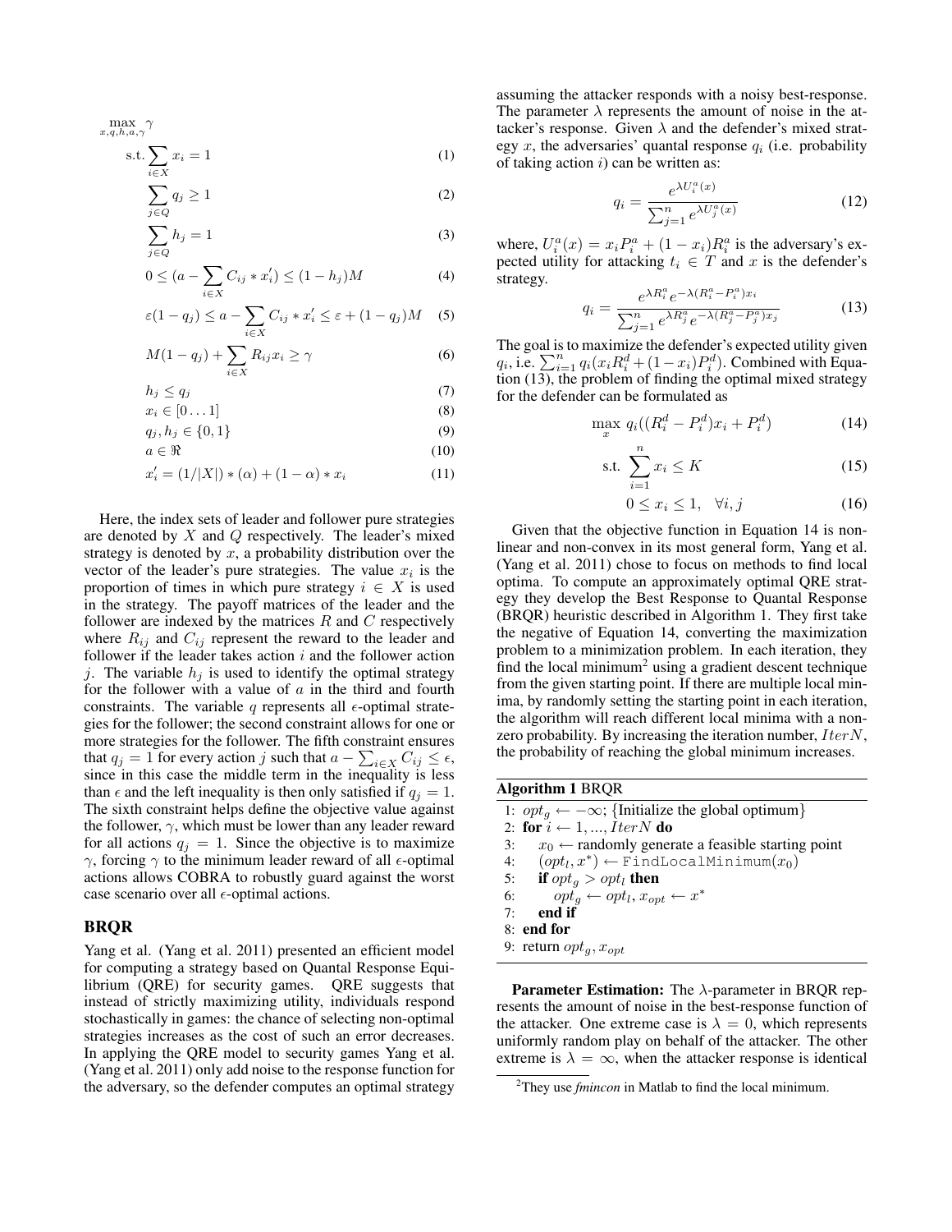$$\max_{x,q,h,a,\gamma} \gamma$$

$$\text{s.t.} \sum_{i \in X} x_i = 1 \tag{1}$$

$$\sum_{j \in Q} q_j \geq 1 \tag{2}$$

$$\sum_{j \in Q} h_j = 1 \tag{3}$$

$$0 \leq (a - \sum_{i \in X} C_{ij} * x_i') \leq (1 - h_j)M \tag{4}$$

$$\varepsilon(1 - q_j) \leq a - \sum_{i \in X} C_{ij} * x_i' \leq \varepsilon + (1 - q_j)M \tag{5}$$

$$M(1 - q_j) + \sum_{i \in X} R_{ij} x_i \geq \gamma \tag{6}$$

$$h_j \leq q_j \tag{7}$$

$$x_i \in [0 \dots 1] \tag{8}$$

$$q_j, h_j \in \{0, 1\} \tag{9}$$

$$a \in \Re \tag{10}$$

$$x_i' = (1/|X|) * (\alpha) + (1 - \alpha) * x_i \tag{11}$$

Here, the index sets of leader and follower pure strategies are denoted by $X$ and $Q$ respectively. The leader's mixed strategy is denoted by $x$, a probability distribution over the vector of the leader's pure strategies. The value $x_i$ is the proportion of times in which pure strategy $i \in X$ is used in the strategy. The payoff matrices of the leader and the follower are indexed by the matrices $R$ and $C$ respectively where $R_{ij}$ and $C_{ij}$ represent the reward to the leader and follower if the leader takes action $i$ and the follower action $j$. The variable $h_j$ is used to identify the optimal strategy for the follower with a value of $a$ in the third and fourth constraints. The variable $q$ represents all $\epsilon$-optimal strategies for the follower; the second constraint allows for one or more strategies for the follower. The fifth constraint ensures that $q_j = 1$ for every action $j$ such that $a - \sum_{i \in X} C_{ij} \leq \epsilon$, since in this case the middle term in the inequality is less than $\epsilon$ and the left inequality is then only satisfied if $q_j = 1$. The sixth constraint helps define the objective value against the follower, $\gamma$, which must be lower than any leader reward for all actions $q_j = 1$. Since the objective is to maximize $\gamma$, forcing $\gamma$ to the minimum leader reward of all $\epsilon$-optimal actions allows COBRA to robustly guard against the worst case scenario over all $\epsilon$-optimal actions.

## BRQR

Yang et al. (Yang et al. 2011) presented an efficient model for computing a strategy based on Quantal Response Equilibrium (QRE) for security games. QRE suggests that instead of strictly maximizing utility, individuals respond stochastically in games: the chance of selecting non-optimal strategies increases as the cost of such an error decreases. In applying the QRE model to security games Yang et al. (Yang et al. 2011) only add noise to the response function for the adversary, so the defender computes an optimal strategy assuming the attacker responds with a noisy best-response. The parameter $\lambda$ represents the amount of noise in the attacker's response. Given $\lambda$ and the defender's mixed strategy $x$, the adversaries' quantal response $q_i$ (i.e. probability of taking action $i$) can be written as:

$$q_i = \frac{e^{\lambda U_i^a(x)}}{\sum_{j=1}^{n} e^{\lambda U_j^a(x)}} \tag{12}$$

where, $U_i^a(x) = x_i P_i^a + (1 - x_i) R_i^a$ is the adversary's expected utility for attacking $t_i \in T$ and $x$ is the defender's strategy.

$$q_i = \frac{e^{\lambda R_i^a} e^{-\lambda(R_i^a - P_i^a)x_i}}{\sum_{j=1}^{n} e^{\lambda R_j^a} e^{-\lambda(R_j^a - P_j^a)x_j}} \tag{13}$$

The goal is to maximize the defender's expected utility given $q_i$, i.e. $\sum_{i=1}^{n} q_i(x_i R_i^d + (1 - x_i) P_i^d)$. Combined with Equation (13), the problem of finding the optimal mixed strategy for the defender can be formulated as

$$\max_x \; q_i((R_i^d - P_i^d)x_i + P_i^d) \tag{14}$$

$$\text{s.t.} \; \sum_{i=1}^{n} x_i \leq K \tag{15}$$

$$0 \leq x_i \leq 1, \quad \forall i, j \tag{16}$$

Given that the objective function in Equation 14 is non-linear and non-convex in its most general form, Yang et al. (Yang et al. 2011) chose to focus on methods to find local optima. To compute an approximately optimal QRE strategy they develop the Best Response to Quantal Response (BRQR) heuristic described in Algorithm 1. They first take the negative of Equation 14, converting the maximization problem to a minimization problem. In each iteration, they find the local minimum[2] using a gradient descent technique from the given starting point. If there are multiple local minima, by randomly setting the starting point in each iteration, the algorithm will reach different local minima with a non-zero probability. By increasing the iteration number, $IterN$, the probability of reaching the global minimum increases.

**Algorithm 1** BRQR

```
1: opt_g ← −∞; {Initialize the global optimum}
2: for i ← 1, ..., IterN do
3:     x_0 ← randomly generate a feasible starting point
4:     (opt_l, x*) ← FindLocalMinimum(x_0)
5:     if opt_g > opt_l then
6:         opt_g ← opt_l, x_opt ← x*
7:     end if
8: end for
9: return opt_g, x_opt
```

**Parameter Estimation:** The $\lambda$-parameter in BRQR represents the amount of noise in the best-response function of the attacker. One extreme case is $\lambda = 0$, which represents uniformly random play on behalf of the attacker. The other extreme is $\lambda = \infty$, when the attacker response is identical

[2] They use *fmincon* in Matlab to find the local minimum.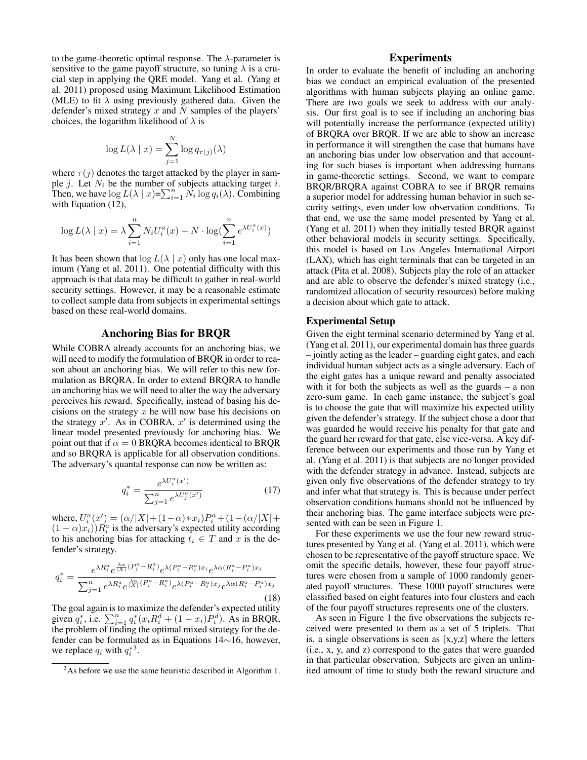to the game-theoretic optimal response. The $\lambda$-parameter is sensitive to the game payoff structure, so tuning $\lambda$ is a crucial step in applying the QRE model. Yang et al. (Yang et al. 2011) proposed using Maximum Likelihood Estimation (MLE) to fit $\lambda$ using previously gathered data. Given the defender's mixed strategy $x$ and $N$ samples of the players' choices, the logarithm likelihood of $\lambda$ is

$$\log L(\lambda \mid x) = \sum_{j=1}^{N} \log q_{\tau(j)}(\lambda)$$

where $\tau(j)$ denotes the target attacked by the player in sample $j$. Let $N_i$ be the number of subjects attacking target $i$. Then, we have $\log L(\lambda \mid x) = \sum_{i=1}^{n} N_i \log q_i(\lambda)$. Combining with Equation (12),

$$\log L(\lambda \mid x) = \lambda \sum_{i=1}^{n} N_i U_i^a(x) - N \cdot \log(\sum_{i=1}^{n} e^{\lambda U_i^a(x)})$$

It has been shown that $\log L(\lambda \mid x)$ only has one local maximum (Yang et al. 2011). One potential difficulty with this approach is that data may be difficult to gather in real-world security settings. However, it may be a reasonable estimate to collect sample data from subjects in experimental settings based on these real-world domains.

## Anchoring Bias for BRQR

While COBRA already accounts for an anchoring bias, we will need to modify the formulation of BRQR in order to reason about an anchoring bias. We will refer to this new formulation as BRQRA. In order to extend BRQRA to handle an anchoring bias we will need to alter the way the adversary perceives his reward. Specifically, instead of basing his decisions on the strategy $x$ he will now base his decisions on the strategy $x'$. As in COBRA, $x'$ is determined using the linear model presented previously for anchoring bias. We point out that if $\alpha = 0$ BRQRA becomes identical to BRQR and so BRQRA is applicable for all observation conditions. The adversary's quantal response can now be written as:

$$q_i^* = \frac{e^{\lambda U_i^a(x')}}{\sum_{j=1}^{n} e^{\lambda U_j^a(x')}} \tag{17}$$

where, $U_i^a(x') = (\alpha/|X| + (1-\alpha) * x_i) P_i^a + (1 - (\alpha/|X| + (1-\alpha)x_i)) R_i^a$ is the adversary's expected utility according to his anchoring bias for attacking $t_i \in T$ and $x$ is the defender's strategy.

$$q_i^* = \frac{e^{\lambda R_i^a} e^{\frac{\lambda \alpha}{|X|}(P_i^a - R_i^a)} e^{\lambda (P_i^a - R_i^a) x_i} e^{\lambda \alpha (R_i^a - P_i^a) x_i}}{\sum_{j=1}^{n} e^{\lambda R_i^a} e^{\frac{\lambda \alpha}{|X|}(P_i^a - R_i^a)} e^{\lambda (P_i^a - R_i^a) x_j} e^{\lambda \alpha (R_i^a - P_i^a) x_j}} \tag{18}$$

The goal again is to maximize the defender's expected utility given $q_i^*$, i.e. $\sum_{i=1}^{n} q_i^* (x_i R_i^d + (1 - x_i) P_i^d)$. As in BRQR, the problem of finding the optimal mixed strategy for the defender can be formulated as in Equations 14∼16, however, we replace $q_i$ with $q_i^*$[3].

[3] As before we use the same heuristic described in Algorithm 1.

## Experiments

In order to evaluate the benefit of including an anchoring bias we conduct an empirical evaluation of the presented algorithms with human subjects playing an online game. There are two goals we seek to address with our analysis. Our first goal is to see if including an anchoring bias will potentially increase the performance (expected utility) of BRQRA over BRQR. If we are able to show an increase in performance it will strengthen the case that humans have an anchoring bias under low observation and that accounting for such biases is important when addressing humans in game-theoretic settings. Second, we want to compare BRQR/BRQRA against COBRA to see if BRQR remains a superior model for addressing human behavior in such security settings, even under low observation conditions. To that end, we use the same model presented by Yang et al. (Yang et al. 2011) when they initially tested BRQR against other behavioral models in security settings. Specifically, this model is based on Los Angeles International Airport (LAX), which has eight terminals that can be targeted in an attack (Pita et al. 2008). Subjects play the role of an attacker and are able to observe the defender's mixed strategy (i.e., randomized allocation of security resources) before making a decision about which gate to attack.

### Experimental Setup

Given the eight terminal scenario determined by Yang et al. (Yang et al. 2011), our experimental domain has three guards – jointly acting as the leader – guarding eight gates, and each individual human subject acts as a single adversary. Each of the eight gates has a unique reward and penalty associated with it for both the subjects as well as the guards – a non zero-sum game. In each game instance, the subject's goal is to choose the gate that will maximize his expected utility given the defender's strategy. If the subject chose a door that was guarded he would receive his penalty for that gate and the guard her reward for that gate, else vice-versa. A key difference between our experiments and those run by Yang et al. (Yang et al. 2011) is that subjects are no longer provided with the defender strategy in advance. Instead, subjects are given only five observations of the defender strategy to try and infer what that strategy is. This is because under perfect observation conditions humans should not be influenced by their anchoring bias. The game interface subjects were presented with can be seen in Figure 1.

For these experiments we use the four new reward structures presented by Yang et al. (Yang et al. 2011), which were chosen to be representative of the payoff structure space. We omit the specific details, however, these four payoff structures were chosen from a sample of 1000 randomly generated payoff structures. These 1000 payoff structures were classified based on eight features into four clusters and each of the four payoff structures represents one of the clusters.

As seen in Figure 1 the five observations the subjects received were presented to them as a set of 5 triplets. That is, a single observations is seen as [x,y,z] where the letters (i.e., x, y, and z) correspond to the gates that were guarded in that particular observation. Subjects are given an unlimited amount of time to study both the reward structure and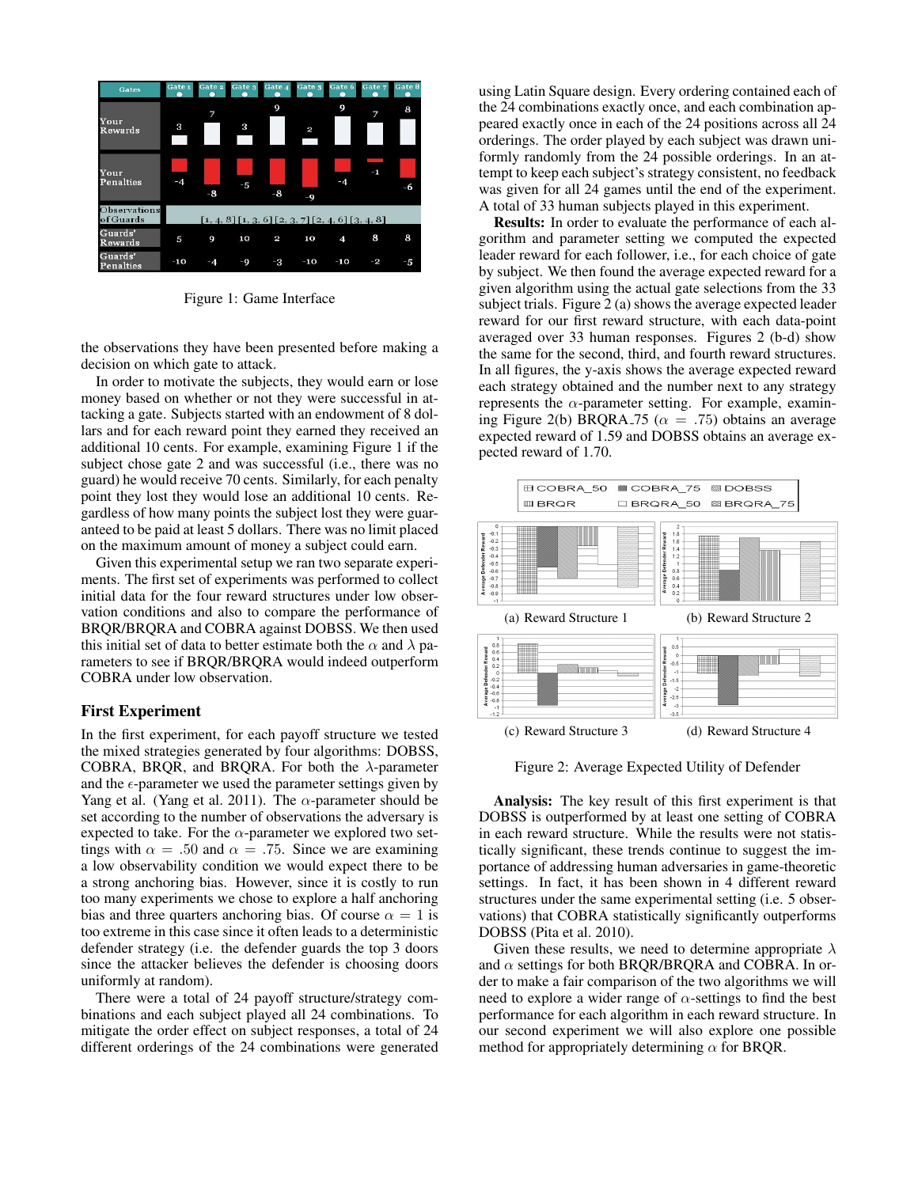Figure 1: Game Interface

the observations they have been presented before making a decision on which gate to attack.

In order to motivate the subjects, they would earn or lose money based on whether or not they were successful in attacking a gate. Subjects started with an endowment of 8 dollars and for each reward point they earned they received an additional 10 cents. For example, examining Figure 1 if the subject chose gate 2 and was successful (i.e., there was no guard) he would receive 70 cents. Similarly, for each penalty point they lost they would lose an additional 10 cents. Regardless of how many points the subject lost they were guaranteed to be paid at least 5 dollars. There was no limit placed on the maximum amount of money a subject could earn.

Given this experimental setup we ran two separate experiments. The first set of experiments was performed to collect initial data for the four reward structures under low observation conditions and also to compare the performance of BRQR/BRQRA and COBRA against DOBSS. We then used this initial set of data to better estimate both the $\alpha$ and $\lambda$ parameters to see if BRQR/BRQRA would indeed outperform COBRA under low observation.

## First Experiment

In the first experiment, for each payoff structure we tested the mixed strategies generated by four algorithms: DOBSS, COBRA, BRQR, and BRQRA. For both the $\lambda$-parameter and the $\epsilon$-parameter we used the parameter settings given by Yang et al. (Yang et al. 2011). The $\alpha$-parameter should be set according to the number of observations the adversary is expected to take. For the $\alpha$-parameter we explored two settings with $\alpha = .50$ and $\alpha = .75$. Since we are examining a low observability condition we would expect there to be a strong anchoring bias. However, since it is costly to run too many experiments we chose to explore a half anchoring bias and three quarters anchoring bias. Of course $\alpha = 1$ is too extreme in this case since it often leads to a deterministic defender strategy (i.e. the defender guards the top 3 doors since the attacker believes the defender is choosing doors uniformly at random).

There were a total of 24 payoff structure/strategy combinations and each subject played all 24 combinations. To mitigate the order effect on subject responses, a total of 24 different orderings of the 24 combinations were generated using Latin Square design. Every ordering contained each of the 24 combinations exactly once, and each combination appeared exactly once in each of the 24 positions across all 24 orderings. The order played by each subject was drawn uniformly randomly from the 24 possible orderings. In an attempt to keep each subject's strategy consistent, no feedback was given for all 24 games until the end of the experiment. A total of 33 human subjects played in this experiment.

**Results:** In order to evaluate the performance of each algorithm and parameter setting we computed the expected leader reward for each follower, i.e., for each choice of gate by subject. We then found the average expected reward for a given algorithm using the actual gate selections from the 33 subject trials. Figure 2 (a) shows the average expected leader reward for our first reward structure, with each data-point averaged over 33 human responses. Figures 2 (b-d) show the same for the second, third, and fourth reward structures. In all figures, the y-axis shows the average expected reward each strategy obtained and the number next to any strategy represents the $\alpha$-parameter setting. For example, examining Figure 2(b) BRQRA_75 ($\alpha = .75$) obtains an average expected reward of 1.59 and DOBSS obtains an average expected reward of 1.70.

(a) Reward Structure 1 (b) Reward Structure 2

(c) Reward Structure 3 (d) Reward Structure 4

Figure 2: Average Expected Utility of Defender

**Analysis:** The key result of this first experiment is that DOBSS is outperformed by at least one setting of COBRA in each reward structure. While the results were not statistically significant, these trends continue to suggest the importance of addressing human adversaries in game-theoretic settings. In fact, it has been shown in 4 different reward structures under the same experimental setting (i.e. 5 observations) that COBRA statistically significantly outperforms DOBSS (Pita et al. 2010).

Given these results, we need to determine appropriate $\lambda$ and $\alpha$ settings for both BRQR/BRQRA and COBRA. In order to make a fair comparison of the two algorithms we will need to explore a wider range of $\alpha$-settings to find the best performance for each algorithm in each reward structure. In our second experiment we will also explore one possible method for appropriately determining $\alpha$ for BRQR.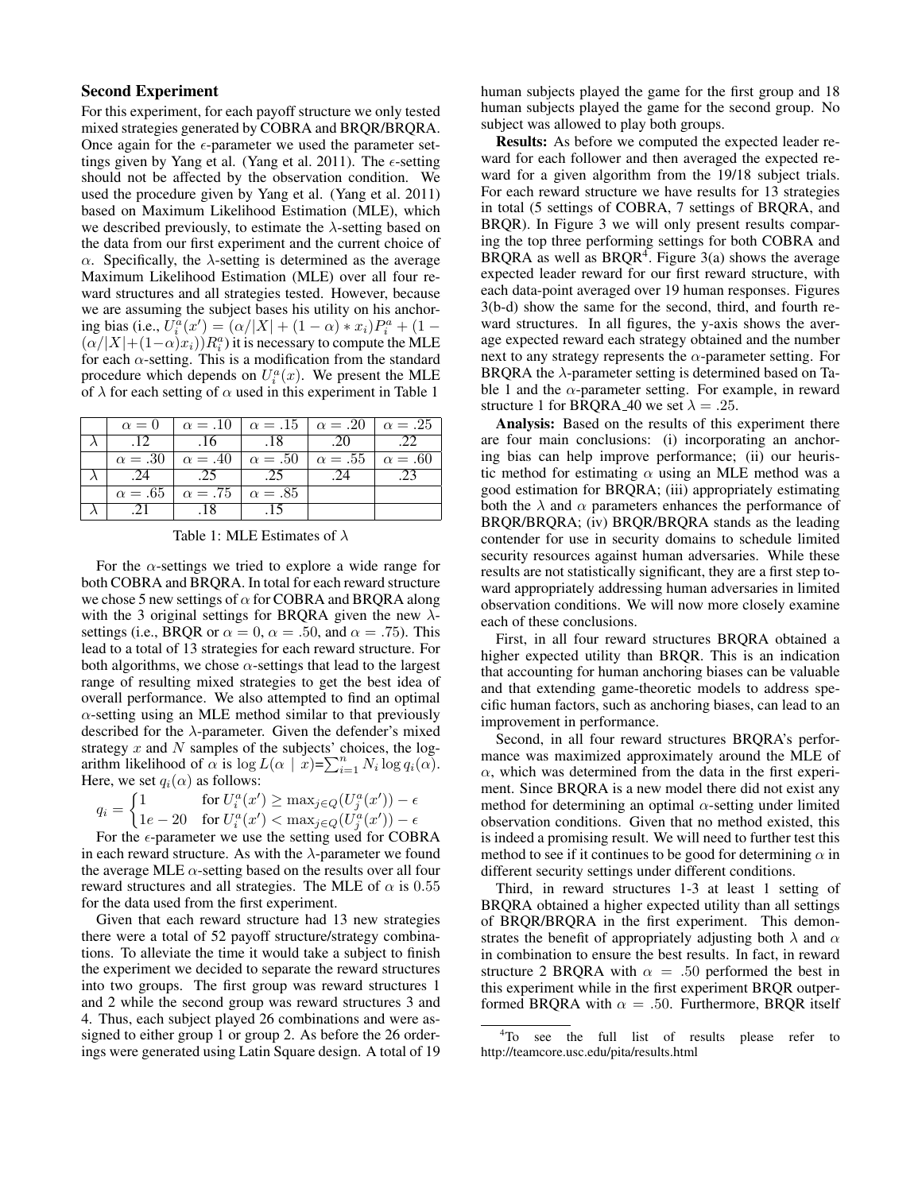### Second Experiment

For this experiment, for each payoff structure we only tested mixed strategies generated by COBRA and BRQR/BRQRA. Once again for the $\epsilon$-parameter we used the parameter settings given by Yang et al. (Yang et al. 2011). The $\epsilon$-setting should not be affected by the observation condition. We used the procedure given by Yang et al. (Yang et al. 2011) based on Maximum Likelihood Estimation (MLE), which we described previously, to estimate the $\lambda$-setting based on the data from our first experiment and the current choice of $\alpha$. Specifically, the $\lambda$-setting is determined as the average Maximum Likelihood Estimation (MLE) over all four reward structures and all strategies tested. However, because we are assuming the subject bases his utility on his anchoring bias (i.e., $U_i^a(x') = (\alpha/|X| + (1-\alpha) * x_i)P_i^a + (1 - (\alpha/|X| + (1-\alpha)x_i))R_i^a$) it is necessary to compute the MLE for each $\alpha$-setting. This is a modification from the standard procedure which depends on $U_i^a(x)$. We present the MLE of $\lambda$ for each setting of $\alpha$ used in this experiment in Table 1

| | $\alpha = 0$ | $\alpha = .10$ | $\alpha = .15$ | $\alpha = .20$ | $\alpha = .25$ |
|---|---|---|---|---|---|
| $\lambda$ | .12 | .16 | .18 | .20 | .22 |
| | $\alpha = .30$ | $\alpha = .40$ | $\alpha = .50$ | $\alpha = .55$ | $\alpha = .60$ |
| $\lambda$ | .24 | .25 | .25 | .24 | .23 |
| | $\alpha = .65$ | $\alpha = .75$ | $\alpha = .85$ | | |
| $\lambda$ | .21 | .18 | .15 | | |

Table 1: MLE Estimates of $\lambda$

For the $\alpha$-settings we tried to explore a wide range for both COBRA and BRQRA. In total for each reward structure we chose 5 new settings of $\alpha$ for COBRA and BRQRA along with the 3 original settings for BRQRA given the new $\lambda$-settings (i.e., BRQR or $\alpha = 0$, $\alpha = .50$, and $\alpha = .75$). This lead to a total of 13 strategies for each reward structure. For both algorithms, we chose $\alpha$-settings that lead to the largest range of resulting mixed strategies to get the best idea of overall performance. We also attempted to find an optimal $\alpha$-setting using an MLE method similar to that previously described for the $\lambda$-parameter. Given the defender's mixed strategy $x$ and $N$ samples of the subjects' choices, the logarithm likelihood of $\alpha$ is $\log L(\alpha \mid x) = \sum_{i=1}^{n} N_i \log q_i(\alpha)$. Here, we set $q_i(\alpha)$ as follows:

$$q_i = \begin{cases} 1 & \text{for } U_i^a(x') \geq \max_{j \in Q}(U_j^a(x')) - \epsilon \\ 1e-20 & \text{for } U_i^a(x') < \max_{j \in Q}(U_j^a(x')) - \epsilon \end{cases}$$

For the $\epsilon$-parameter we use the setting used for COBRA in each reward structure. As with the $\lambda$-parameter we found the average MLE $\alpha$-setting based on the results over all four reward structures and all strategies. The MLE of $\alpha$ is 0.55 for the data used from the first experiment.

Given that each reward structure had 13 new strategies there were a total of 52 payoff structure/strategy combinations. To alleviate the time it would take a subject to finish the experiment we decided to separate the reward structures into two groups. The first group was reward structures 1 and 2 while the second group was reward structures 3 and 4. Thus, each subject played 26 combinations and were assigned to either group 1 or group 2. As before the 26 orderings were generated using Latin Square design. A total of 19 human subjects played the game for the first group and 18 human subjects played the game for the second group. No subject was allowed to play both groups.

**Results:** As before we computed the expected leader reward for each follower and then averaged the expected reward for a given algorithm from the 19/18 subject trials. For each reward structure we have results for 13 strategies in total (5 settings of COBRA, 7 settings of BRQRA, and BRQR). In Figure 3 we will only present results comparing the top three performing settings for both COBRA and BRQRA as well as BRQR[4]. Figure 3(a) shows the average expected leader reward for our first reward structure, with each data-point averaged over 19 human responses. Figures 3(b-d) show the same for the second, third, and fourth reward structures. In all figures, the y-axis shows the average expected reward each strategy obtained and the number next to any strategy represents the $\alpha$-parameter setting. For BRQRA the $\lambda$-parameter setting is determined based on Table 1 and the $\alpha$-parameter setting. For example, in reward structure 1 for BRQRA_40 we set $\lambda = .25$.

**Analysis:** Based on the results of this experiment there are four main conclusions: (i) incorporating an anchoring bias can help improve performance; (ii) our heuristic method for estimating $\alpha$ using an MLE method was a good estimation for BRQRA; (iii) appropriately estimating both the $\lambda$ and $\alpha$ parameters enhances the performance of BRQR/BRQRA; (iv) BRQR/BRQRA stands as the leading contender for use in security domains to schedule limited security resources against human adversaries. While these results are not statistically significant, they are a first step toward appropriately addressing human adversaries in limited observation conditions. We will now more closely examine each of these conclusions.

First, in all four reward structures BRQRA obtained a higher expected utility than BRQR. This is an indication that accounting for human anchoring biases can be valuable and that extending game-theoretic models to address specific human factors, such as anchoring biases, can lead to an improvement in performance.

Second, in all four reward structures BRQRA's performance was maximized approximately around the MLE of $\alpha$, which was determined from the data in the first experiment. Since BRQRA is a new model there did not exist any method for determining an optimal $\alpha$-setting under limited observation conditions. Given that no method existed, this is indeed a promising result. We will need to further test this method to see if it continues to be good for determining $\alpha$ in different security settings under different conditions.

Third, in reward structures 1-3 at least 1 setting of BRQRA obtained a higher expected utility than all settings of BRQR/BRQRA in the first experiment. This demonstrates the benefit of appropriately adjusting both $\lambda$ and $\alpha$ in combination to ensure the best results. In fact, in reward structure 2 BRQRA with $\alpha = .50$ performed the best in this experiment while in the first experiment BRQR outperformed BRQRA with $\alpha = .50$. Furthermore, BRQR itself

[4] To see the full list of results please refer to http://teamcore.usc.edu/pita/results.html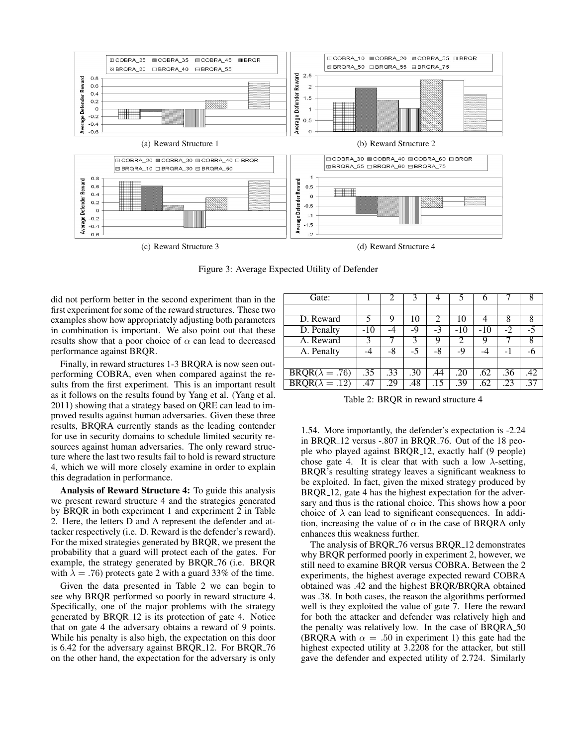(a) Reward Structure 1

(b) Reward Structure 2

(c) Reward Structure 3

(d) Reward Structure 4

Figure 3: Average Expected Utility of Defender

did not perform better in the second experiment than in the first experiment for some of the reward structures. These two examples show how appropriately adjusting both parameters in combination is important. We also point out that these results show that a poor choice of $\alpha$ can lead to decreased performance against BRQR.

Finally, in reward structures 1-3 BRQRA is now seen outperforming COBRA, even when compared against the results from the first experiment. This is an important result as it follows on the results found by Yang et al. (Yang et al. 2011) showing that a strategy based on QRE can lead to improved results against human adversaries. Given these three results, BRQRA currently stands as the leading contender for use in security domains to schedule limited security resources against human adversaries. The only reward structure where the last two results fail to hold is reward structure 4, which we will more closely examine in order to explain this degradation in performance.

**Analysis of Reward Structure 4:** To guide this analysis we present reward structure 4 and the strategies generated by BRQR in both experiment 1 and experiment 2 in Table 2. Here, the letters D and A represent the defender and attacker respectively (i.e. D. Reward is the defender's reward). For the mixed strategies generated by BRQR, we present the probability that a guard will protect each of the gates. For example, the strategy generated by BRQR_76 (i.e. BRQR with $\lambda = .76$) protects gate 2 with a guard 33% of the time.

Given the data presented in Table 2 we can begin to see why BRQR performed so poorly in reward structure 4. Specifically, one of the major problems with the strategy generated by BRQR_12 is its protection of gate 4. Notice that on gate 4 the adversary obtains a reward of 9 points. While his penalty is also high, the expectation on this door is 6.42 for the adversary against BRQR_12. For BRQR_76 on the other hand, the expectation for the adversary is only 1.54. More importantly, the defender's expectation is -2.24 in BRQR_12 versus -.807 in BRQR_76. Out of the 18 people who played against BRQR_12, exactly half (9 people) chose gate 4. It is clear that with such a low $\lambda$-setting, BRQR's resulting strategy leaves a significant weakness to be exploited. In fact, given the mixed strategy produced by BRQR_12, gate 4 has the highest expectation for the adversary and thus is the rational choice. This shows how a poor choice of $\lambda$ can lead to significant consequences. In addition, increasing the value of $\alpha$ in the case of BRQRA only enhances this weakness further.

| Gate: | 1 | 2 | 3 | 4 | 5 | 6 | 7 | 8 |
|---|---|---|---|---|---|---|---|---|
| | | | | | | | | |
| D. Reward | 5 | 9 | 10 | 2 | 10 | 4 | 8 | 8 |
| D. Penalty | -10 | -4 | -9 | -3 | -10 | -10 | -2 | -5 |
| A. Reward | 3 | 7 | 3 | 9 | 2 | 9 | 7 | 8 |
| A. Penalty | -4 | -8 | -5 | -8 | -9 | -4 | -1 | -6 |
| | | | | | | | | |
| BRQR($\lambda = .76$) | .35 | .33 | .30 | .44 | .20 | .62 | .36 | .42 |
| BRQR($\lambda = .12$) | .47 | .29 | .48 | .15 | .39 | .62 | .23 | .37 |

Table 2: BRQR in reward structure 4

The analysis of BRQR_76 versus BRQR_12 demonstrates why BRQR performed poorly in experiment 2, however, we still need to examine BRQR versus COBRA. Between the 2 experiments, the highest average expected reward COBRA obtained was .42 and the highest BRQR/BRQRA obtained was .38. In both cases, the reason the algorithms performed well is they exploited the value of gate 7. Here the reward for both the attacker and defender was relatively high and the penalty was relatively low. In the case of BRQRA_50 (BRQRA with $\alpha = .50$ in experiment 1) this gate had the highest expected utility at 3.2208 for the attacker, but still gave the defender and expected utility of 2.724. Similarly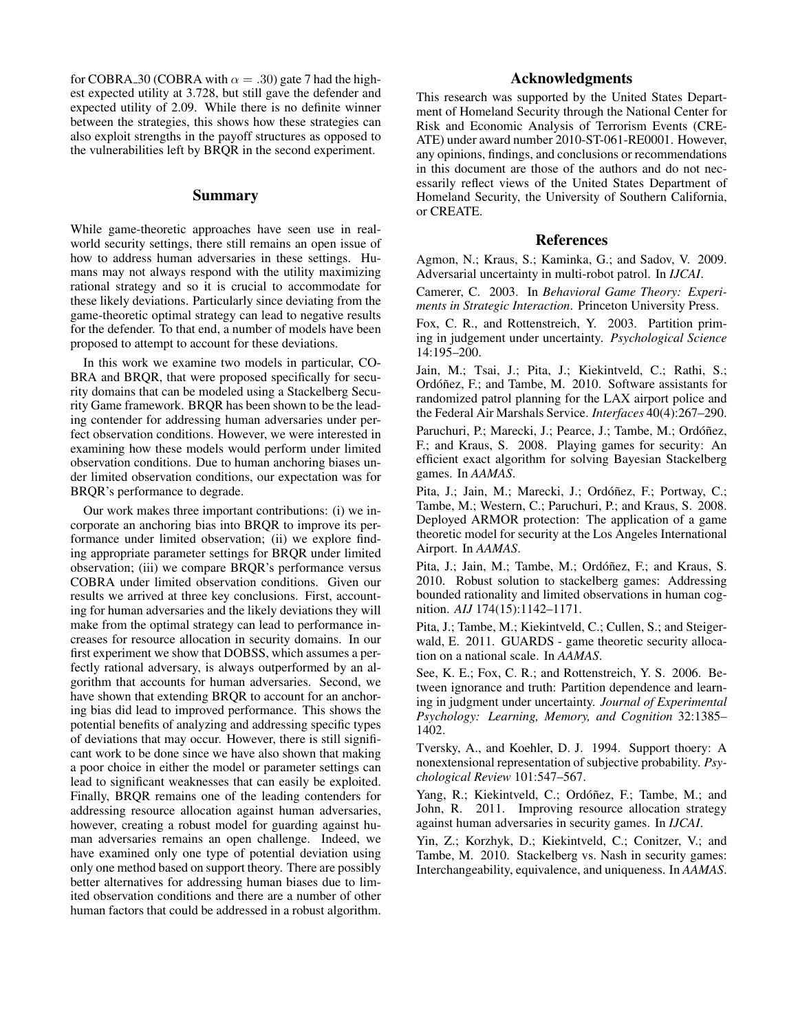for COBRA_30 (COBRA with $\alpha = .30$) gate 7 had the highest expected utility at 3.728, but still gave the defender and expected utility of 2.09. While there is no definite winner between the strategies, this shows how these strategies can also exploit strengths in the payoff structures as opposed to the vulnerabilities left by BRQR in the second experiment.

## Summary

While game-theoretic approaches have seen use in real-world security settings, there still remains an open issue of how to address human adversaries in these settings. Humans may not always respond with the utility maximizing rational strategy and so it is crucial to accommodate for these likely deviations. Particularly since deviating from the game-theoretic optimal strategy can lead to negative results for the defender. To that end, a number of models have been proposed to attempt to account for these deviations.

In this work we examine two models in particular, COBRA and BRQR, that were proposed specifically for security domains that can be modeled using a Stackelberg Security Game framework. BRQR has been shown to be the leading contender for addressing human adversaries under perfect observation conditions. However, we were interested in examining how these models would perform under limited observation conditions. Due to human anchoring biases under limited observation conditions, our expectation was for BRQR's performance to degrade.

Our work makes three important contributions: (i) we incorporate an anchoring bias into BRQR to improve its performance under limited observation; (ii) we explore finding appropriate parameter settings for BRQR under limited observation; (iii) we compare BRQR's performance versus COBRA under limited observation conditions. Given our results we arrived at three key conclusions. First, accounting for human adversaries and the likely deviations they will make from the optimal strategy can lead to performance increases for resource allocation in security domains. In our first experiment we show that DOBSS, which assumes a perfectly rational adversary, is always outperformed by an algorithm that accounts for human adversaries. Second, we have shown that extending BRQR to account for an anchoring bias did lead to improved performance. This shows the potential benefits of analyzing and addressing specific types of deviations that may occur. However, there is still significant work to be done since we have also shown that making a poor choice in either the model or parameter settings can lead to significant weaknesses that can easily be exploited. Finally, BRQR remains one of the leading contenders for addressing resource allocation against human adversaries, however, creating a robust model for guarding against human adversaries remains an open challenge. Indeed, we have examined only one type of potential deviation using only one method based on support theory. There are possibly better alternatives for addressing human biases due to limited observation conditions and there are a number of other human factors that could be addressed in a robust algorithm.

## Acknowledgments

This research was supported by the United States Department of Homeland Security through the National Center for Risk and Economic Analysis of Terrorism Events (CREATE) under award number 2010-ST-061-RE0001. However, any opinions, findings, and conclusions or recommendations in this document are those of the authors and do not necessarily reflect views of the United States Department of Homeland Security, the University of Southern California, or CREATE.

## References

Agmon, N.; Kraus, S.; Kaminka, G.; and Sadov, V. 2009. Adversarial uncertainty in multi-robot patrol. In *IJCAI*.

Camerer, C. 2003. In *Behavioral Game Theory: Experiments in Strategic Interaction*. Princeton University Press.

Fox, C. R., and Rottenstreich, Y. 2003. Partition priming in judgement under uncertainty. *Psychological Science* 14:195–200.

Jain, M.; Tsai, J.; Pita, J.; Kiekintveld, C.; Rathi, S.; Ordóñez, F.; and Tambe, M. 2010. Software assistants for randomized patrol planning for the LAX airport police and the Federal Air Marshals Service. *Interfaces* 40(4):267–290.

Paruchuri, P.; Marecki, J.; Pearce, J.; Tambe, M.; Ordóñez, F.; and Kraus, S. 2008. Playing games for security: An efficient exact algorithm for solving Bayesian Stackelberg games. In *AAMAS*.

Pita, J.; Jain, M.; Marecki, J.; Ordóñez, F.; Portway, C.; Tambe, M.; Western, C.; Paruchuri, P.; and Kraus, S. 2008. Deployed ARMOR protection: The application of a game theoretic model for security at the Los Angeles International Airport. In *AAMAS*.

Pita, J.; Jain, M.; Tambe, M.; Ordóñez, F.; and Kraus, S. 2010. Robust solution to stackelberg games: Addressing bounded rationality and limited observations in human cognition. *AIJ* 174(15):1142–1171.

Pita, J.; Tambe, M.; Kiekintveld, C.; Cullen, S.; and Steigerwald, E. 2011. GUARDS - game theoretic security allocation on a national scale. In *AAMAS*.

See, K. E.; Fox, C. R.; and Rottenstreich, Y. S. 2006. Between ignorance and truth: Partition dependence and learning in judgment under uncertainty. *Journal of Experimental Psychology: Learning, Memory, and Cognition* 32:1385–1402.

Tversky, A., and Koehler, D. J. 1994. Support thoery: A nonextensional representation of subjective probability. *Psychological Review* 101:547–567.

Yang, R.; Kiekintveld, C.; Ordóñez, F.; Tambe, M.; and John, R. 2011. Improving resource allocation strategy against human adversaries in security games. In *IJCAI*.

Yin, Z.; Korzhyk, D.; Kiekintveld, C.; Conitzer, V.; and Tambe, M. 2010. Stackelberg vs. Nash in security games: Interchangeability, equivalence, and uniqueness. In *AAMAS*.